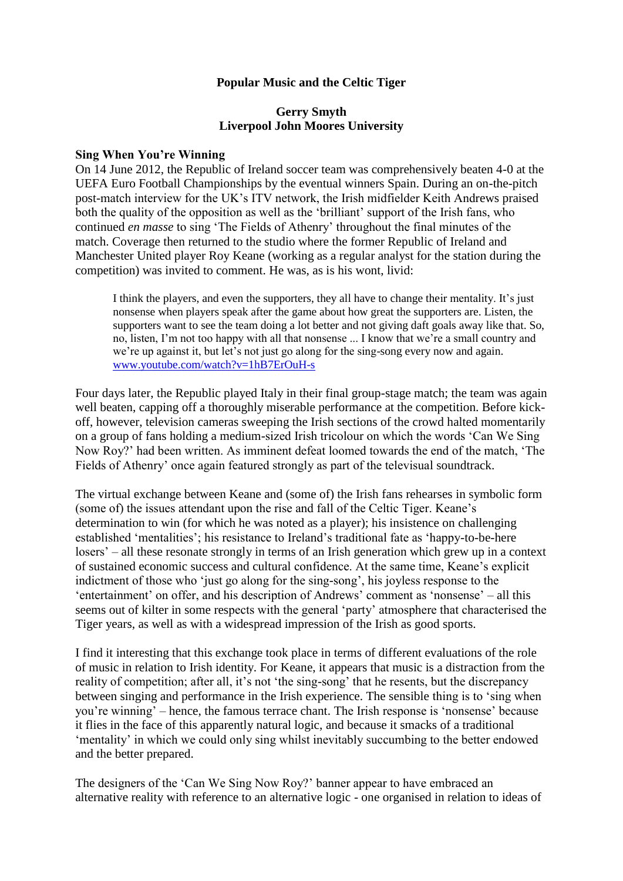# Popular Music and the Celtic Tiger

**Gerry Smyth**
**Liverpool John Moores University**

## Sing When You're Winning

On 14 June 2012, the Republic of Ireland soccer team was comprehensively beaten 4-0 at the UEFA Euro Football Championships by the eventual winners Spain. During an on-the-pitch post-match interview for the UK's ITV network, the Irish midfielder Keith Andrews praised both the quality of the opposition as well as the 'brilliant' support of the Irish fans, who continued *en masse* to sing 'The Fields of Athenry' throughout the final minutes of the match. Coverage then returned to the studio where the former Republic of Ireland and Manchester United player Roy Keane (working as a regular analyst for the station during the competition) was invited to comment. He was, as is his wont, livid:

> I think the players, and even the supporters, they all have to change their mentality. It's just nonsense when players speak after the game about how great the supporters are. Listen, the supporters want to see the team doing a lot better and not giving daft goals away like that. So, no, listen, I'm not too happy with all that nonsense ... I know that we're a small country and we're up against it, but let's not just go along for the sing-song every now and again. www.youtube.com/watch?v=1hB7ErOuH-s

Four days later, the Republic played Italy in their final group-stage match; the team was again well beaten, capping off a thoroughly miserable performance at the competition. Before kick-off, however, television cameras sweeping the Irish sections of the crowd halted momentarily on a group of fans holding a medium-sized Irish tricolour on which the words 'Can We Sing Now Roy?' had been written. As imminent defeat loomed towards the end of the match, 'The Fields of Athenry' once again featured strongly as part of the televisual soundtrack.

The virtual exchange between Keane and (some of) the Irish fans rehearses in symbolic form (some of) the issues attendant upon the rise and fall of the Celtic Tiger. Keane's determination to win (for which he was noted as a player); his insistence on challenging established 'mentalities'; his resistance to Ireland's traditional fate as 'happy-to-be-here losers' – all these resonate strongly in terms of an Irish generation which grew up in a context of sustained economic success and cultural confidence. At the same time, Keane's explicit indictment of those who 'just go along for the sing-song', his joyless response to the 'entertainment' on offer, and his description of Andrews' comment as 'nonsense' – all this seems out of kilter in some respects with the general 'party' atmosphere that characterised the Tiger years, as well as with a widespread impression of the Irish as good sports.

I find it interesting that this exchange took place in terms of different evaluations of the role of music in relation to Irish identity. For Keane, it appears that music is a distraction from the reality of competition; after all, it's not 'the sing-song' that he resents, but the discrepancy between singing and performance in the Irish experience. The sensible thing is to 'sing when you're winning' – hence, the famous terrace chant. The Irish response is 'nonsense' because it flies in the face of this apparently natural logic, and because it smacks of a traditional 'mentality' in which we could only sing whilst inevitably succumbing to the better endowed and the better prepared.

The designers of the 'Can We Sing Now Roy?' banner appear to have embraced an alternative reality with reference to an alternative logic - one organised in relation to ideas of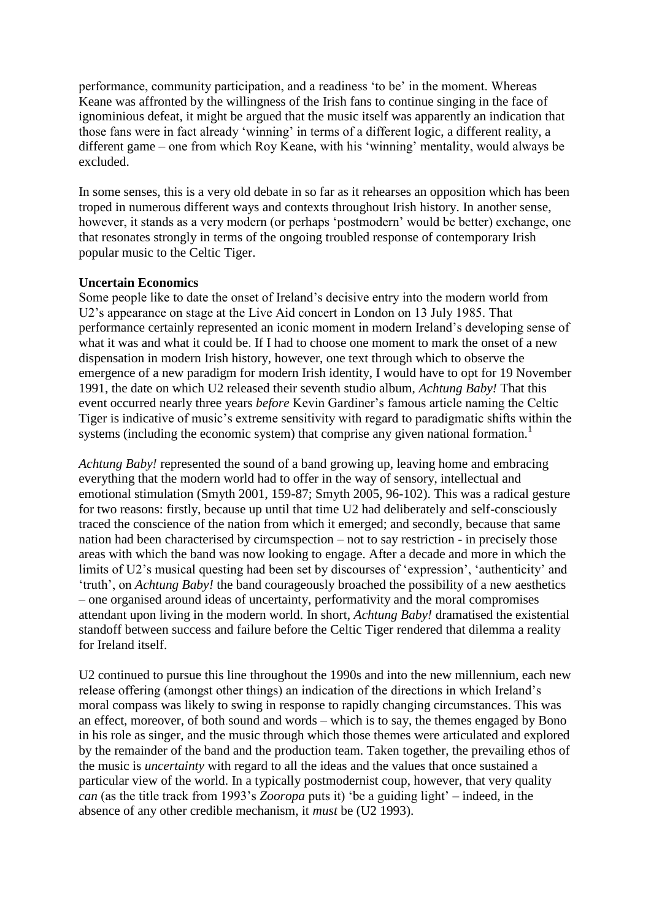performance, community participation, and a readiness 'to be' in the moment. Whereas Keane was affronted by the willingness of the Irish fans to continue singing in the face of ignominious defeat, it might be argued that the music itself was apparently an indication that those fans were in fact already 'winning' in terms of a different logic, a different reality, a different game – one from which Roy Keane, with his 'winning' mentality, would always be excluded.

In some senses, this is a very old debate in so far as it rehearses an opposition which has been troped in numerous different ways and contexts throughout Irish history. In another sense, however, it stands as a very modern (or perhaps 'postmodern' would be better) exchange, one that resonates strongly in terms of the ongoing troubled response of contemporary Irish popular music to the Celtic Tiger.

**Uncertain Economics**

Some people like to date the onset of Ireland's decisive entry into the modern world from U2's appearance on stage at the Live Aid concert in London on 13 July 1985. That performance certainly represented an iconic moment in modern Ireland's developing sense of what it was and what it could be. If I had to choose one moment to mark the onset of a new dispensation in modern Irish history, however, one text through which to observe the emergence of a new paradigm for modern Irish identity, I would have to opt for 19 November 1991, the date on which U2 released their seventh studio album, *Achtung Baby!* That this event occurred nearly three years *before* Kevin Gardiner's famous article naming the Celtic Tiger is indicative of music's extreme sensitivity with regard to paradigmatic shifts within the systems (including the economic system) that comprise any given national formation.[1]

*Achtung Baby!* represented the sound of a band growing up, leaving home and embracing everything that the modern world had to offer in the way of sensory, intellectual and emotional stimulation (Smyth 2001, 159-87; Smyth 2005, 96-102). This was a radical gesture for two reasons: firstly, because up until that time U2 had deliberately and self-consciously traced the conscience of the nation from which it emerged; and secondly, because that same nation had been characterised by circumspection – not to say restriction - in precisely those areas with which the band was now looking to engage. After a decade and more in which the limits of U2's musical questing had been set by discourses of 'expression', 'authenticity' and 'truth', on *Achtung Baby!* the band courageously broached the possibility of a new aesthetics – one organised around ideas of uncertainty, performativity and the moral compromises attendant upon living in the modern world. In short, *Achtung Baby!* dramatised the existential standoff between success and failure before the Celtic Tiger rendered that dilemma a reality for Ireland itself.

U2 continued to pursue this line throughout the 1990s and into the new millennium, each new release offering (amongst other things) an indication of the directions in which Ireland's moral compass was likely to swing in response to rapidly changing circumstances. This was an effect, moreover, of both sound and words – which is to say, the themes engaged by Bono in his role as singer, and the music through which those themes were articulated and explored by the remainder of the band and the production team. Taken together, the prevailing ethos of the music is *uncertainty* with regard to all the ideas and the values that once sustained a particular view of the world. In a typically postmodernist coup, however, that very quality *can* (as the title track from 1993's *Zooropa* puts it) 'be a guiding light' – indeed, in the absence of any other credible mechanism, it *must* be (U2 1993).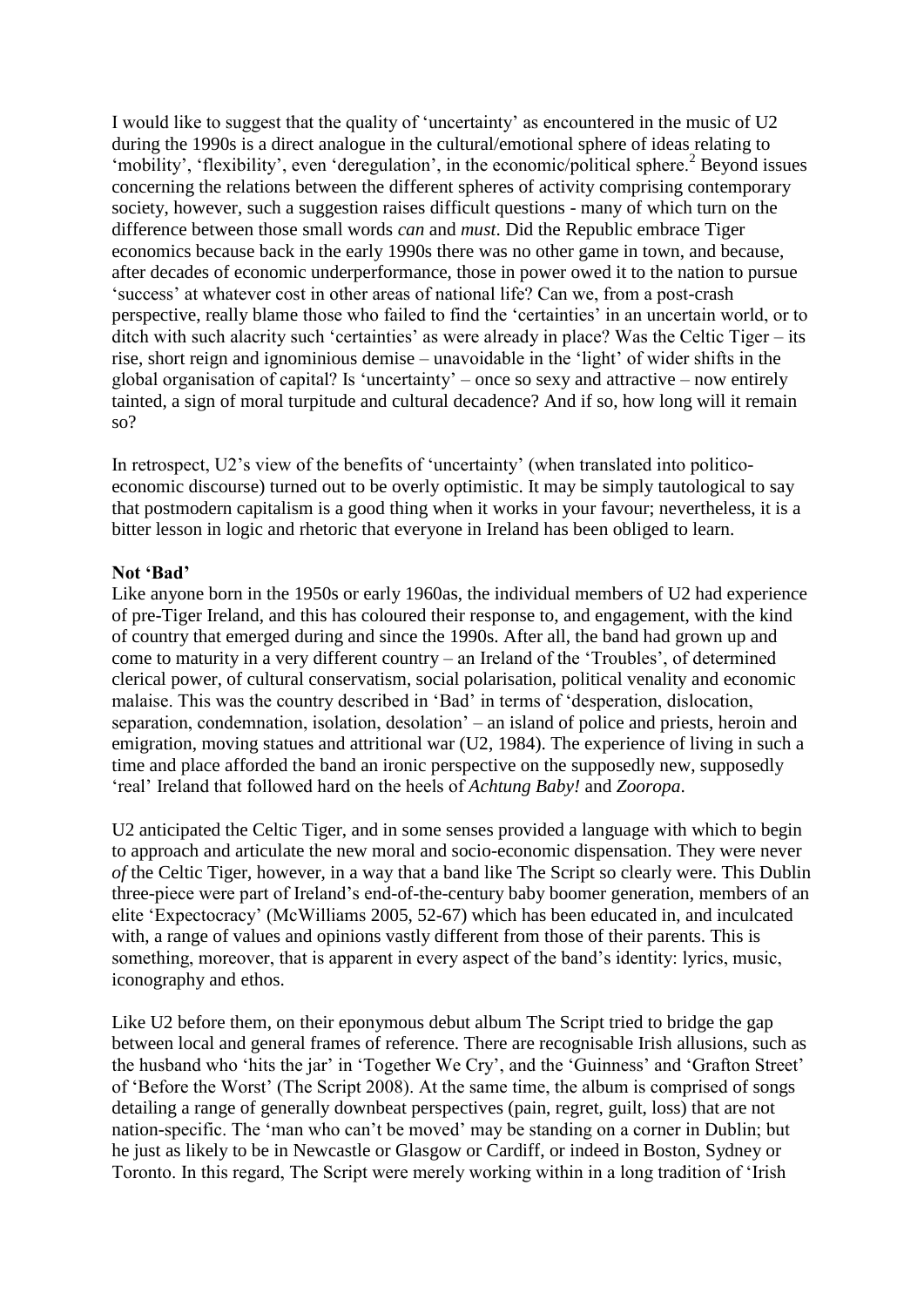I would like to suggest that the quality of 'uncertainty' as encountered in the music of U2 during the 1990s is a direct analogue in the cultural/emotional sphere of ideas relating to 'mobility', 'flexibility', even 'deregulation', in the economic/political sphere.[2] Beyond issues concerning the relations between the different spheres of activity comprising contemporary society, however, such a suggestion raises difficult questions - many of which turn on the difference between those small words *can* and *must*. Did the Republic embrace Tiger economics because back in the early 1990s there was no other game in town, and because, after decades of economic underperformance, those in power owed it to the nation to pursue 'success' at whatever cost in other areas of national life? Can we, from a post-crash perspective, really blame those who failed to find the 'certainties' in an uncertain world, or to ditch with such alacrity such 'certainties' as were already in place? Was the Celtic Tiger – its rise, short reign and ignominious demise – unavoidable in the 'light' of wider shifts in the global organisation of capital? Is 'uncertainty' – once so sexy and attractive – now entirely tainted, a sign of moral turpitude and cultural decadence? And if so, how long will it remain so?

In retrospect, U2's view of the benefits of 'uncertainty' (when translated into politico-economic discourse) turned out to be overly optimistic. It may be simply tautological to say that postmodern capitalism is a good thing when it works in your favour; nevertheless, it is a bitter lesson in logic and rhetoric that everyone in Ireland has been obliged to learn.

**Not 'Bad'**

Like anyone born in the 1950s or early 1960as, the individual members of U2 had experience of pre-Tiger Ireland, and this has coloured their response to, and engagement, with the kind of country that emerged during and since the 1990s. After all, the band had grown up and come to maturity in a very different country – an Ireland of the 'Troubles', of determined clerical power, of cultural conservatism, social polarisation, political venality and economic malaise. This was the country described in 'Bad' in terms of 'desperation, dislocation, separation, condemnation, isolation, desolation' – an island of police and priests, heroin and emigration, moving statues and attritional war (U2, 1984). The experience of living in such a time and place afforded the band an ironic perspective on the supposedly new, supposedly 'real' Ireland that followed hard on the heels of *Achtung Baby!* and *Zooropa*.

U2 anticipated the Celtic Tiger, and in some senses provided a language with which to begin to approach and articulate the new moral and socio-economic dispensation. They were never *of* the Celtic Tiger, however, in a way that a band like The Script so clearly were. This Dublin three-piece were part of Ireland's end-of-the-century baby boomer generation, members of an elite 'Expectocracy' (McWilliams 2005, 52-67) which has been educated in, and inculcated with, a range of values and opinions vastly different from those of their parents. This is something, moreover, that is apparent in every aspect of the band's identity: lyrics, music, iconography and ethos.

Like U2 before them, on their eponymous debut album The Script tried to bridge the gap between local and general frames of reference. There are recognisable Irish allusions, such as the husband who 'hits the jar' in 'Together We Cry', and the 'Guinness' and 'Grafton Street' of 'Before the Worst' (The Script 2008). At the same time, the album is comprised of songs detailing a range of generally downbeat perspectives (pain, regret, guilt, loss) that are not nation-specific. The 'man who can't be moved' may be standing on a corner in Dublin; but he just as likely to be in Newcastle or Glasgow or Cardiff, or indeed in Boston, Sydney or Toronto. In this regard, The Script were merely working within in a long tradition of 'Irish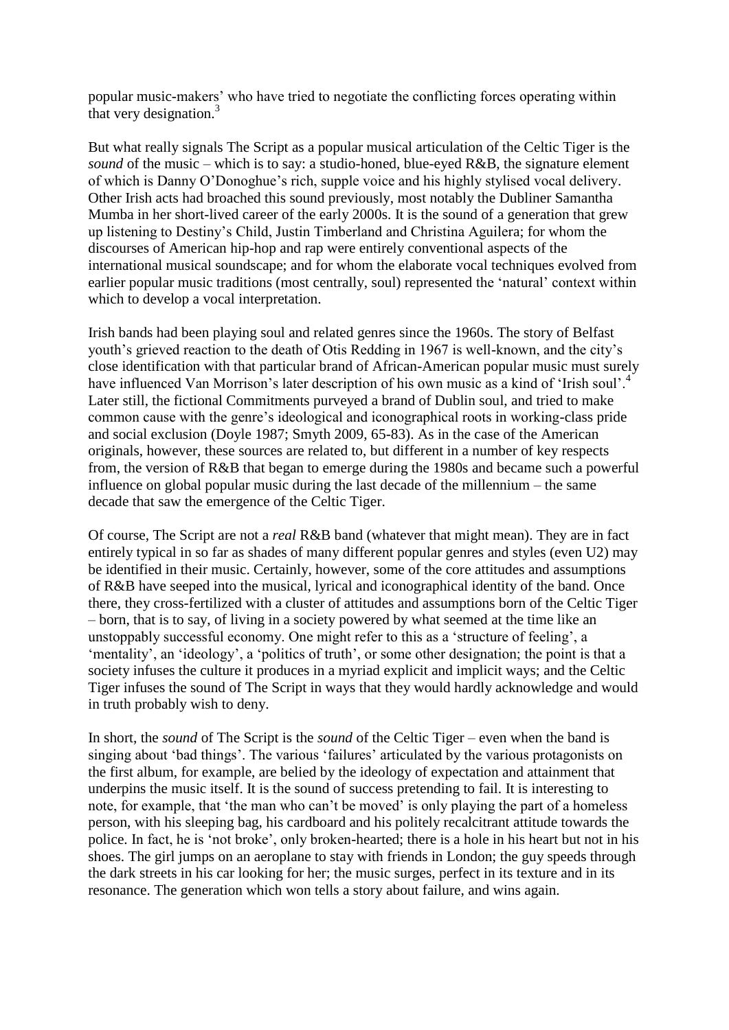popular music-makers' who have tried to negotiate the conflicting forces operating within that very designation.[3]

But what really signals The Script as a popular musical articulation of the Celtic Tiger is the *sound* of the music – which is to say: a studio-honed, blue-eyed R&B, the signature element of which is Danny O'Donoghue's rich, supple voice and his highly stylised vocal delivery. Other Irish acts had broached this sound previously, most notably the Dubliner Samantha Mumba in her short-lived career of the early 2000s. It is the sound of a generation that grew up listening to Destiny's Child, Justin Timberland and Christina Aguilera; for whom the discourses of American hip-hop and rap were entirely conventional aspects of the international musical soundscape; and for whom the elaborate vocal techniques evolved from earlier popular music traditions (most centrally, soul) represented the 'natural' context within which to develop a vocal interpretation.

Irish bands had been playing soul and related genres since the 1960s. The story of Belfast youth's grieved reaction to the death of Otis Redding in 1967 is well-known, and the city's close identification with that particular brand of African-American popular music must surely have influenced Van Morrison's later description of his own music as a kind of 'Irish soul'.[4] Later still, the fictional Commitments purveyed a brand of Dublin soul, and tried to make common cause with the genre's ideological and iconographical roots in working-class pride and social exclusion (Doyle 1987; Smyth 2009, 65-83). As in the case of the American originals, however, these sources are related to, but different in a number of key respects from, the version of R&B that began to emerge during the 1980s and became such a powerful influence on global popular music during the last decade of the millennium – the same decade that saw the emergence of the Celtic Tiger.

Of course, The Script are not a *real* R&B band (whatever that might mean). They are in fact entirely typical in so far as shades of many different popular genres and styles (even U2) may be identified in their music. Certainly, however, some of the core attitudes and assumptions of R&B have seeped into the musical, lyrical and iconographical identity of the band. Once there, they cross-fertilized with a cluster of attitudes and assumptions born of the Celtic Tiger – born, that is to say, of living in a society powered by what seemed at the time like an unstoppably successful economy. One might refer to this as a 'structure of feeling', a 'mentality', an 'ideology', a 'politics of truth', or some other designation; the point is that a society infuses the culture it produces in a myriad explicit and implicit ways; and the Celtic Tiger infuses the sound of The Script in ways that they would hardly acknowledge and would in truth probably wish to deny.

In short, the *sound* of The Script is the *sound* of the Celtic Tiger – even when the band is singing about 'bad things'. The various 'failures' articulated by the various protagonists on the first album, for example, are belied by the ideology of expectation and attainment that underpins the music itself. It is the sound of success pretending to fail. It is interesting to note, for example, that 'the man who can't be moved' is only playing the part of a homeless person, with his sleeping bag, his cardboard and his politely recalcitrant attitude towards the police. In fact, he is 'not broke', only broken-hearted; there is a hole in his heart but not in his shoes. The girl jumps on an aeroplane to stay with friends in London; the guy speeds through the dark streets in his car looking for her; the music surges, perfect in its texture and in its resonance. The generation which won tells a story about failure, and wins again.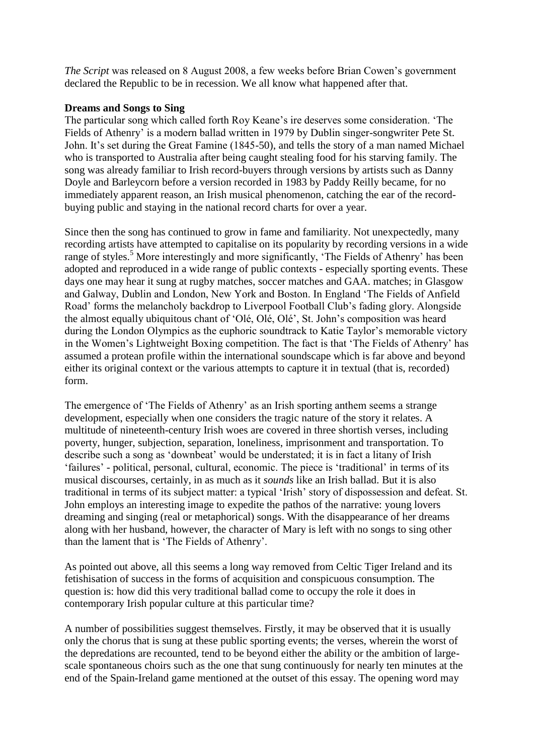*The Script* was released on 8 August 2008, a few weeks before Brian Cowen's government declared the Republic to be in recession. We all know what happened after that.

**Dreams and Songs to Sing**

The particular song which called forth Roy Keane's ire deserves some consideration. 'The Fields of Athenry' is a modern ballad written in 1979 by Dublin singer-songwriter Pete St. John. It's set during the Great Famine (1845-50), and tells the story of a man named Michael who is transported to Australia after being caught stealing food for his starving family. The song was already familiar to Irish record-buyers through versions by artists such as Danny Doyle and Barleycorn before a version recorded in 1983 by Paddy Reilly became, for no immediately apparent reason, an Irish musical phenomenon, catching the ear of the record-buying public and staying in the national record charts for over a year.

Since then the song has continued to grow in fame and familiarity. Not unexpectedly, many recording artists have attempted to capitalise on its popularity by recording versions in a wide range of styles.[5] More interestingly and more significantly, 'The Fields of Athenry' has been adopted and reproduced in a wide range of public contexts - especially sporting events. These days one may hear it sung at rugby matches, soccer matches and GAA. matches; in Glasgow and Galway, Dublin and London, New York and Boston. In England 'The Fields of Anfield Road' forms the melancholy backdrop to Liverpool Football Club's fading glory. Alongside the almost equally ubiquitous chant of 'Olé, Olé, Olé', St. John's composition was heard during the London Olympics as the euphoric soundtrack to Katie Taylor's memorable victory in the Women's Lightweight Boxing competition. The fact is that 'The Fields of Athenry' has assumed a protean profile within the international soundscape which is far above and beyond either its original context or the various attempts to capture it in textual (that is, recorded) form.

The emergence of 'The Fields of Athenry' as an Irish sporting anthem seems a strange development, especially when one considers the tragic nature of the story it relates. A multitude of nineteenth-century Irish woes are covered in three shortish verses, including poverty, hunger, subjection, separation, loneliness, imprisonment and transportation. To describe such a song as 'downbeat' would be understated; it is in fact a litany of Irish 'failures' - political, personal, cultural, economic. The piece is 'traditional' in terms of its musical discourses, certainly, in as much as it *sounds* like an Irish ballad. But it is also traditional in terms of its subject matter: a typical 'Irish' story of dispossession and defeat. St. John employs an interesting image to expedite the pathos of the narrative: young lovers dreaming and singing (real or metaphorical) songs. With the disappearance of her dreams along with her husband, however, the character of Mary is left with no songs to sing other than the lament that is 'The Fields of Athenry'.

As pointed out above, all this seems a long way removed from Celtic Tiger Ireland and its fetishisation of success in the forms of acquisition and conspicuous consumption. The question is: how did this very traditional ballad come to occupy the role it does in contemporary Irish popular culture at this particular time?

A number of possibilities suggest themselves. Firstly, it may be observed that it is usually only the chorus that is sung at these public sporting events; the verses, wherein the worst of the depredations are recounted, tend to be beyond either the ability or the ambition of large-scale spontaneous choirs such as the one that sung continuously for nearly ten minutes at the end of the Spain-Ireland game mentioned at the outset of this essay. The opening word may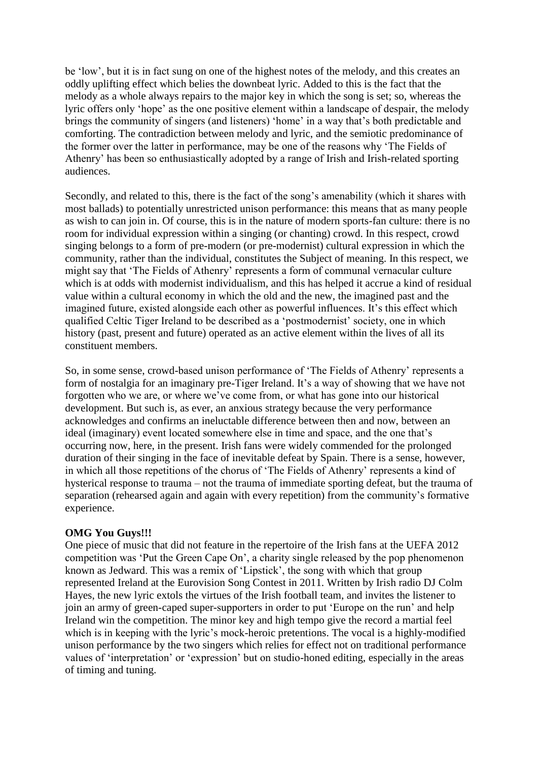be 'low', but it is in fact sung on one of the highest notes of the melody, and this creates an oddly uplifting effect which belies the downbeat lyric. Added to this is the fact that the melody as a whole always repairs to the major key in which the song is set; so, whereas the lyric offers only 'hope' as the one positive element within a landscape of despair, the melody brings the community of singers (and listeners) 'home' in a way that's both predictable and comforting. The contradiction between melody and lyric, and the semiotic predominance of the former over the latter in performance, may be one of the reasons why 'The Fields of Athenry' has been so enthusiastically adopted by a range of Irish and Irish-related sporting audiences.

Secondly, and related to this, there is the fact of the song's amenability (which it shares with most ballads) to potentially unrestricted unison performance: this means that as many people as wish to can join in. Of course, this is in the nature of modern sports-fan culture: there is no room for individual expression within a singing (or chanting) crowd. In this respect, crowd singing belongs to a form of pre-modern (or pre-modernist) cultural expression in which the community, rather than the individual, constitutes the Subject of meaning. In this respect, we might say that 'The Fields of Athenry' represents a form of communal vernacular culture which is at odds with modernist individualism, and this has helped it accrue a kind of residual value within a cultural economy in which the old and the new, the imagined past and the imagined future, existed alongside each other as powerful influences. It's this effect which qualified Celtic Tiger Ireland to be described as a 'postmodernist' society, one in which history (past, present and future) operated as an active element within the lives of all its constituent members.

So, in some sense, crowd-based unison performance of 'The Fields of Athenry' represents a form of nostalgia for an imaginary pre-Tiger Ireland. It's a way of showing that we have not forgotten who we are, or where we've come from, or what has gone into our historical development. But such is, as ever, an anxious strategy because the very performance acknowledges and confirms an ineluctable difference between then and now, between an ideal (imaginary) event located somewhere else in time and space, and the one that's occurring now, here, in the present. Irish fans were widely commended for the prolonged duration of their singing in the face of inevitable defeat by Spain. There is a sense, however, in which all those repetitions of the chorus of 'The Fields of Athenry' represents a kind of hysterical response to trauma – not the trauma of immediate sporting defeat, but the trauma of separation (rehearsed again and again with every repetition) from the community's formative experience.

**OMG You Guys!!!**

One piece of music that did not feature in the repertoire of the Irish fans at the UEFA 2012 competition was 'Put the Green Cape On', a charity single released by the pop phenomenon known as Jedward. This was a remix of 'Lipstick', the song with which that group represented Ireland at the Eurovision Song Contest in 2011. Written by Irish radio DJ Colm Hayes, the new lyric extols the virtues of the Irish football team, and invites the listener to join an army of green-caped super-supporters in order to put 'Europe on the run' and help Ireland win the competition. The minor key and high tempo give the record a martial feel which is in keeping with the lyric's mock-heroic pretentions. The vocal is a highly-modified unison performance by the two singers which relies for effect not on traditional performance values of 'interpretation' or 'expression' but on studio-honed editing, especially in the areas of timing and tuning.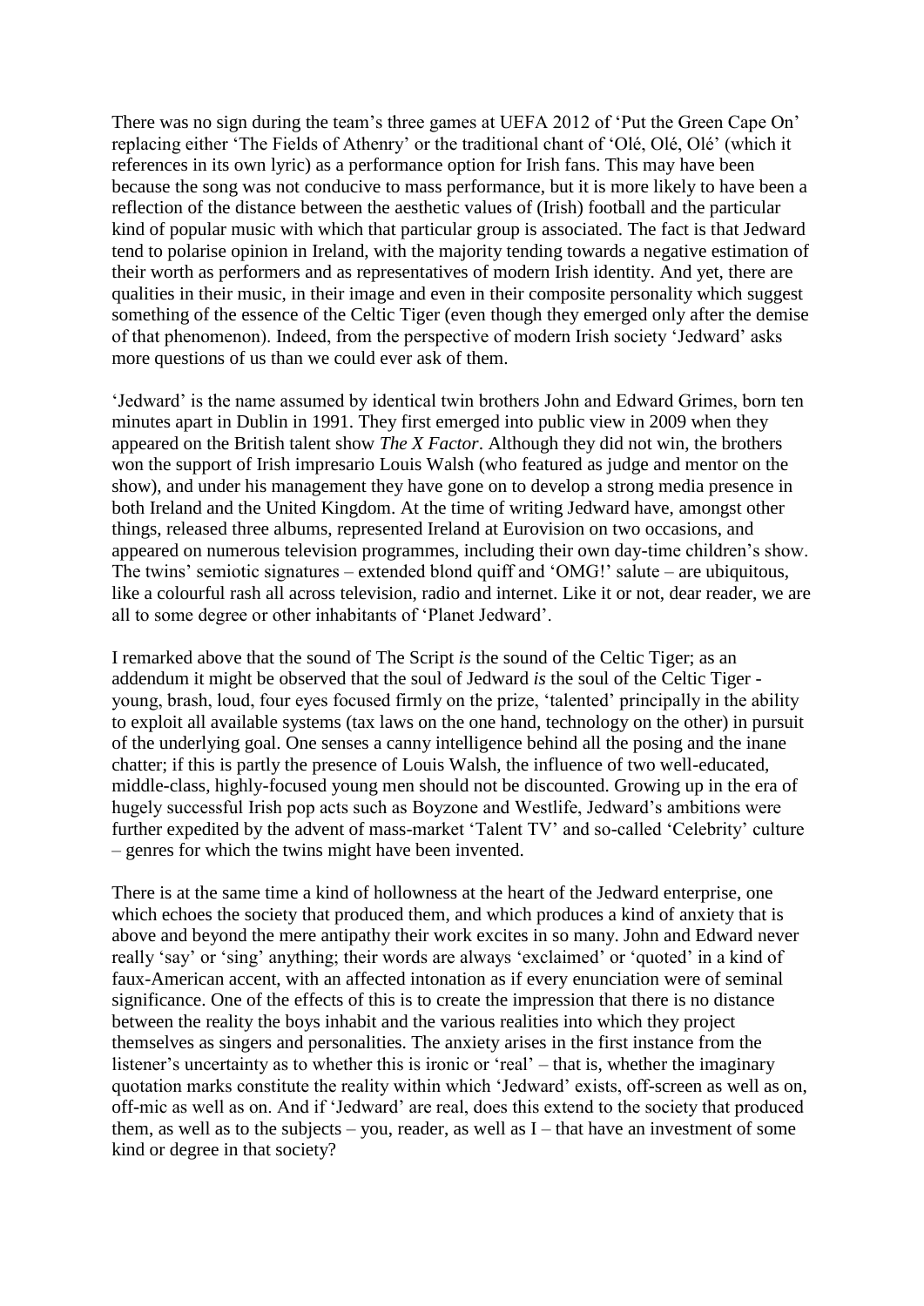There was no sign during the team's three games at UEFA 2012 of 'Put the Green Cape On' replacing either 'The Fields of Athenry' or the traditional chant of 'Olé, Olé, Olé' (which it references in its own lyric) as a performance option for Irish fans. This may have been because the song was not conducive to mass performance, but it is more likely to have been a reflection of the distance between the aesthetic values of (Irish) football and the particular kind of popular music with which that particular group is associated. The fact is that Jedward tend to polarise opinion in Ireland, with the majority tending towards a negative estimation of their worth as performers and as representatives of modern Irish identity. And yet, there are qualities in their music, in their image and even in their composite personality which suggest something of the essence of the Celtic Tiger (even though they emerged only after the demise of that phenomenon). Indeed, from the perspective of modern Irish society 'Jedward' asks more questions of us than we could ever ask of them.

'Jedward' is the name assumed by identical twin brothers John and Edward Grimes, born ten minutes apart in Dublin in 1991. They first emerged into public view in 2009 when they appeared on the British talent show *The X Factor*. Although they did not win, the brothers won the support of Irish impresario Louis Walsh (who featured as judge and mentor on the show), and under his management they have gone on to develop a strong media presence in both Ireland and the United Kingdom. At the time of writing Jedward have, amongst other things, released three albums, represented Ireland at Eurovision on two occasions, and appeared on numerous television programmes, including their own day-time children's show. The twins' semiotic signatures – extended blond quiff and 'OMG!' salute – are ubiquitous, like a colourful rash all across television, radio and internet. Like it or not, dear reader, we are all to some degree or other inhabitants of 'Planet Jedward'.

I remarked above that the sound of The Script *is* the sound of the Celtic Tiger; as an addendum it might be observed that the soul of Jedward *is* the soul of the Celtic Tiger - young, brash, loud, four eyes focused firmly on the prize, 'talented' principally in the ability to exploit all available systems (tax laws on the one hand, technology on the other) in pursuit of the underlying goal. One senses a canny intelligence behind all the posing and the inane chatter; if this is partly the presence of Louis Walsh, the influence of two well-educated, middle-class, highly-focused young men should not be discounted. Growing up in the era of hugely successful Irish pop acts such as Boyzone and Westlife, Jedward's ambitions were further expedited by the advent of mass-market 'Talent TV' and so-called 'Celebrity' culture – genres for which the twins might have been invented.

There is at the same time a kind of hollowness at the heart of the Jedward enterprise, one which echoes the society that produced them, and which produces a kind of anxiety that is above and beyond the mere antipathy their work excites in so many. John and Edward never really 'say' or 'sing' anything; their words are always 'exclaimed' or 'quoted' in a kind of faux-American accent, with an affected intonation as if every enunciation were of seminal significance. One of the effects of this is to create the impression that there is no distance between the reality the boys inhabit and the various realities into which they project themselves as singers and personalities. The anxiety arises in the first instance from the listener's uncertainty as to whether this is ironic or 'real' – that is, whether the imaginary quotation marks constitute the reality within which 'Jedward' exists, off-screen as well as on, off-mic as well as on. And if 'Jedward' are real, does this extend to the society that produced them, as well as to the subjects – you, reader, as well as I – that have an investment of some kind or degree in that society?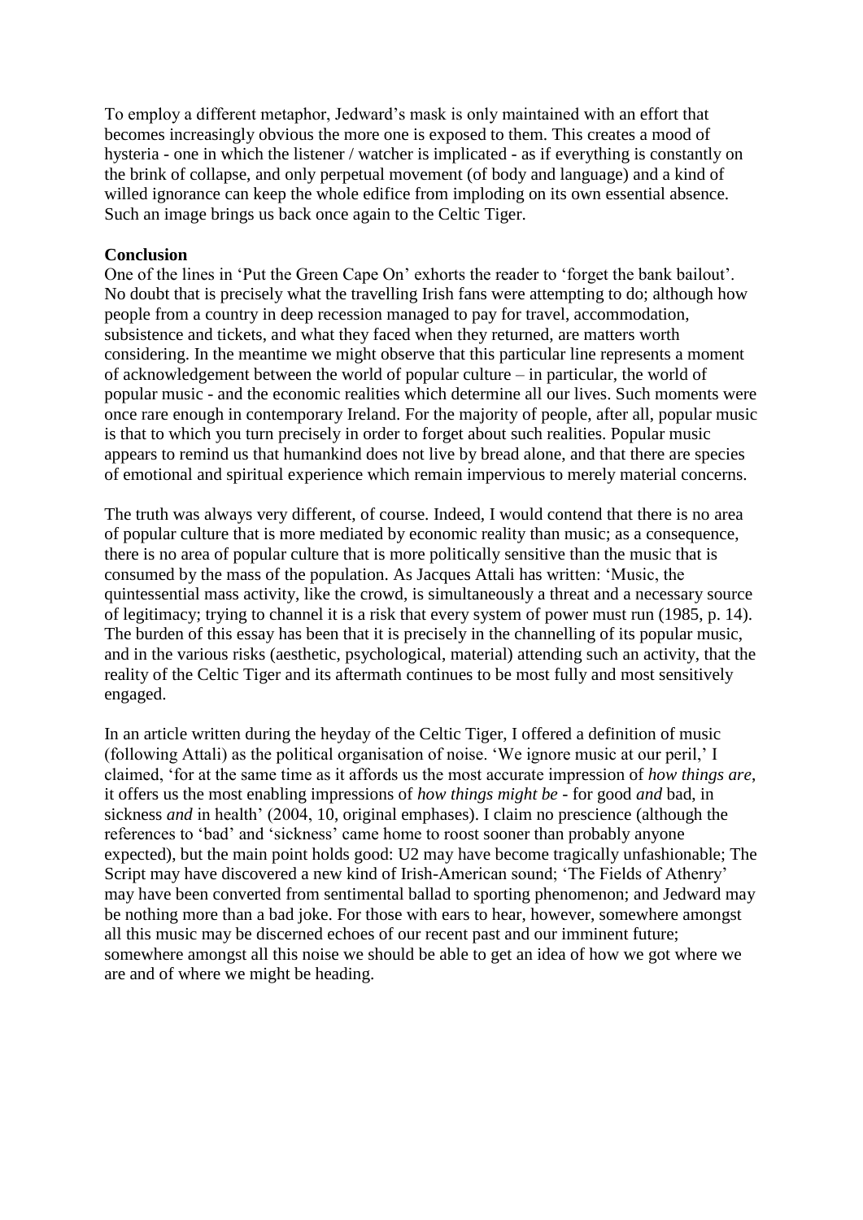To employ a different metaphor, Jedward's mask is only maintained with an effort that becomes increasingly obvious the more one is exposed to them. This creates a mood of hysteria - one in which the listener / watcher is implicated - as if everything is constantly on the brink of collapse, and only perpetual movement (of body and language) and a kind of willed ignorance can keep the whole edifice from imploding on its own essential absence. Such an image brings us back once again to the Celtic Tiger.

**Conclusion**

One of the lines in 'Put the Green Cape On' exhorts the reader to 'forget the bank bailout'. No doubt that is precisely what the travelling Irish fans were attempting to do; although how people from a country in deep recession managed to pay for travel, accommodation, subsistence and tickets, and what they faced when they returned, are matters worth considering. In the meantime we might observe that this particular line represents a moment of acknowledgement between the world of popular culture – in particular, the world of popular music - and the economic realities which determine all our lives. Such moments were once rare enough in contemporary Ireland. For the majority of people, after all, popular music is that to which you turn precisely in order to forget about such realities. Popular music appears to remind us that humankind does not live by bread alone, and that there are species of emotional and spiritual experience which remain impervious to merely material concerns.

The truth was always very different, of course. Indeed, I would contend that there is no area of popular culture that is more mediated by economic reality than music; as a consequence, there is no area of popular culture that is more politically sensitive than the music that is consumed by the mass of the population. As Jacques Attali has written: 'Music, the quintessential mass activity, like the crowd, is simultaneously a threat and a necessary source of legitimacy; trying to channel it is a risk that every system of power must run (1985, p. 14). The burden of this essay has been that it is precisely in the channelling of its popular music, and in the various risks (aesthetic, psychological, material) attending such an activity, that the reality of the Celtic Tiger and its aftermath continues to be most fully and most sensitively engaged.

In an article written during the heyday of the Celtic Tiger, I offered a definition of music (following Attali) as the political organisation of noise. 'We ignore music at our peril,' I claimed, 'for at the same time as it affords us the most accurate impression of *how things are*, it offers us the most enabling impressions of *how things might be* - for good *and* bad, in sickness *and* in health' (2004, 10, original emphases). I claim no prescience (although the references to 'bad' and 'sickness' came home to roost sooner than probably anyone expected), but the main point holds good: U2 may have become tragically unfashionable; The Script may have discovered a new kind of Irish-American sound; 'The Fields of Athenry' may have been converted from sentimental ballad to sporting phenomenon; and Jedward may be nothing more than a bad joke. For those with ears to hear, however, somewhere amongst all this music may be discerned echoes of our recent past and our imminent future; somewhere amongst all this noise we should be able to get an idea of how we got where we are and of where we might be heading.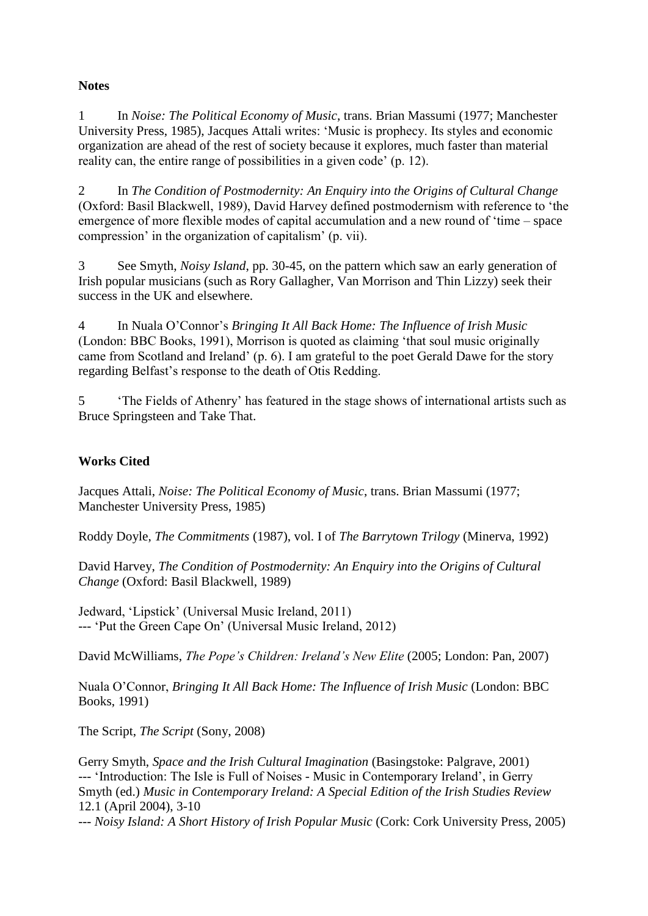**Notes**

1 In *Noise: The Political Economy of Music*, trans. Brian Massumi (1977; Manchester University Press, 1985), Jacques Attali writes: 'Music is prophecy. Its styles and economic organization are ahead of the rest of society because it explores, much faster than material reality can, the entire range of possibilities in a given code' (p. 12).

2 In *The Condition of Postmodernity: An Enquiry into the Origins of Cultural Change* (Oxford: Basil Blackwell, 1989), David Harvey defined postmodernism with reference to 'the emergence of more flexible modes of capital accumulation and a new round of 'time – space compression' in the organization of capitalism' (p. vii).

3 See Smyth, *Noisy Island*, pp. 30-45, on the pattern which saw an early generation of Irish popular musicians (such as Rory Gallagher, Van Morrison and Thin Lizzy) seek their success in the UK and elsewhere.

4 In Nuala O'Connor's *Bringing It All Back Home: The Influence of Irish Music* (London: BBC Books, 1991), Morrison is quoted as claiming 'that soul music originally came from Scotland and Ireland' (p. 6). I am grateful to the poet Gerald Dawe for the story regarding Belfast's response to the death of Otis Redding.

5 'The Fields of Athenry' has featured in the stage shows of international artists such as Bruce Springsteen and Take That.

**Works Cited**

Jacques Attali, *Noise: The Political Economy of Music*, trans. Brian Massumi (1977; Manchester University Press, 1985)

Roddy Doyle, *The Commitments* (1987), vol. I of *The Barrytown Trilogy* (Minerva, 1992)

David Harvey, *The Condition of Postmodernity: An Enquiry into the Origins of Cultural Change* (Oxford: Basil Blackwell, 1989)

Jedward, 'Lipstick' (Universal Music Ireland, 2011)
--- 'Put the Green Cape On' (Universal Music Ireland, 2012)

David McWilliams, *The Pope's Children: Ireland's New Elite* (2005; London: Pan, 2007)

Nuala O'Connor, *Bringing It All Back Home: The Influence of Irish Music* (London: BBC Books, 1991)

The Script, *The Script* (Sony, 2008)

Gerry Smyth, *Space and the Irish Cultural Imagination* (Basingstoke: Palgrave, 2001)
--- 'Introduction: The Isle is Full of Noises - Music in Contemporary Ireland', in Gerry Smyth (ed.) *Music in Contemporary Ireland: A Special Edition of the Irish Studies Review* 12.1 (April 2004), 3-10
--- *Noisy Island: A Short History of Irish Popular Music* (Cork: Cork University Press, 2005)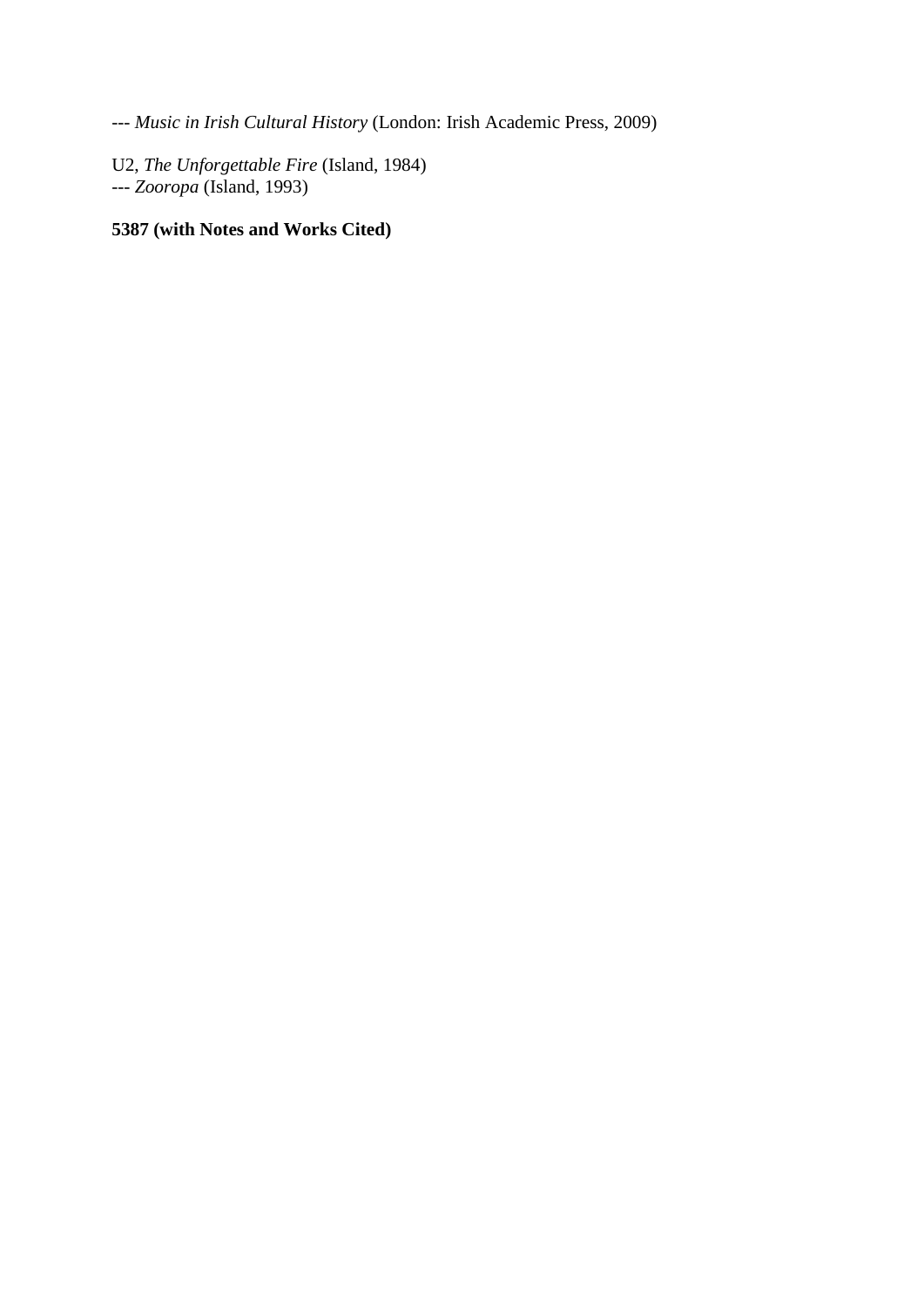--- *Music in Irish Cultural History* (London: Irish Academic Press, 2009)

U2, *The Unforgettable Fire* (Island, 1984)
--- *Zooropa* (Island, 1993)

**5387 (with Notes and Works Cited)**